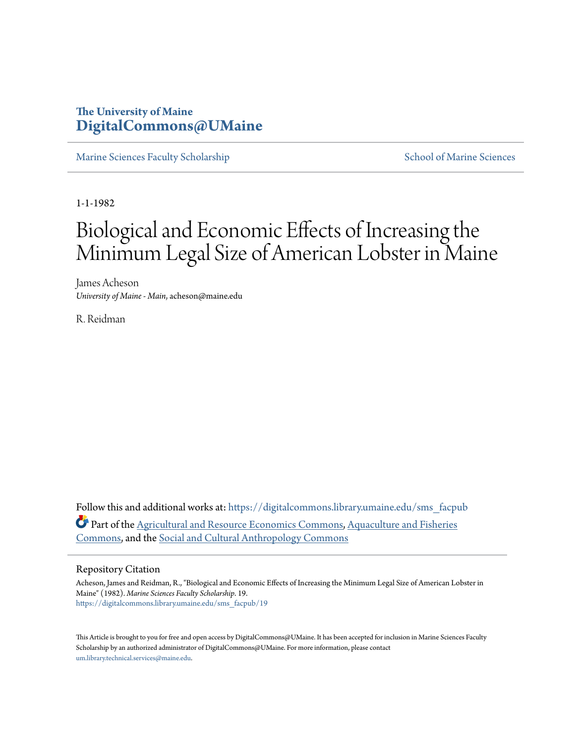The University of Maine
**DigitalCommons@UMaine**

Marine Sciences Faculty Scholarship | School of Marine Sciences

1-1-1982

# Biological and Economic Effects of Increasing the Minimum Legal Size of American Lobster in Maine

James Acheson
*University of Maine - Main*, acheson@maine.edu

R. Reidman

Follow this and additional works at: https://digitalcommons.library.umaine.edu/sms_facpub

Part of the Agricultural and Resource Economics Commons, Aquaculture and Fisheries Commons, and the Social and Cultural Anthropology Commons

## Repository Citation

Acheson, James and Reidman, R., "Biological and Economic Effects of Increasing the Minimum Legal Size of American Lobster in Maine" (1982). *Marine Sciences Faculty Scholarship*. 19.
https://digitalcommons.library.umaine.edu/sms_facpub/19

This Article is brought to you for free and open access by DigitalCommons@UMaine. It has been accepted for inclusion in Marine Sciences Faculty Scholarship by an authorized administrator of DigitalCommons@UMaine. For more information, please contact um.library.technical.services@maine.edu.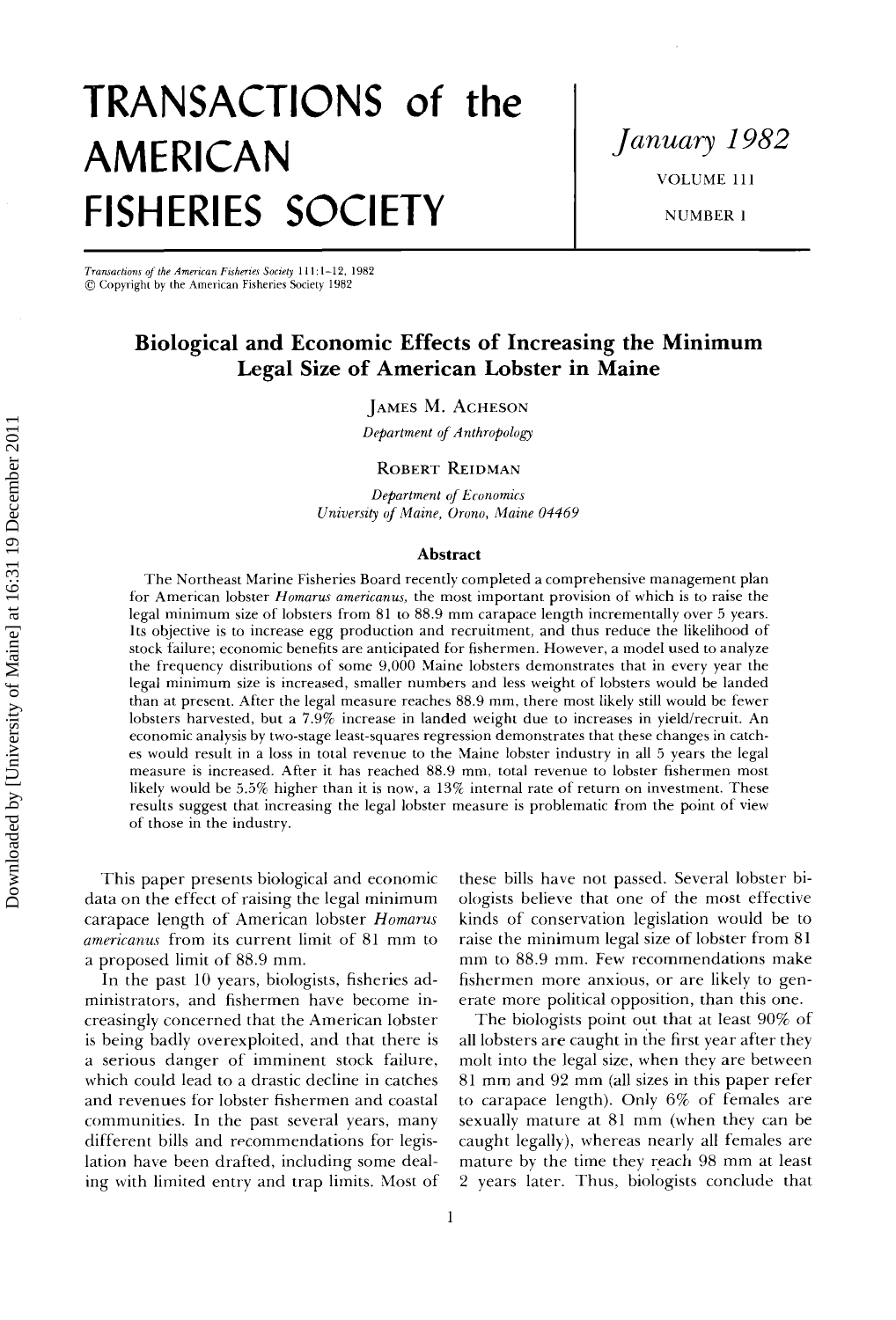# TRANSACTIONS of the AMERICAN FISHERIES SOCIETY

*January 1982*

VOLUME 111

NUMBER 1

*Transactions of the American Fisheries Society* 111:1–12, 1982
© Copyright by the American Fisheries Society 1982

## Biological and Economic Effects of Increasing the Minimum Legal Size of American Lobster in Maine

James M. Acheson
*Department of Anthropology*

Robert Reidman
*Department of Economics*
*University of Maine, Orono, Maine 04469*

### Abstract

The Northeast Marine Fisheries Board recently completed a comprehensive management plan for American lobster *Homarus americanus*, the most important provision of which is to raise the legal minimum size of lobsters from 81 to 88.9 mm carapace length incrementally over 5 years. Its objective is to increase egg production and recruitment, and thus reduce the likelihood of stock failure; economic benefits are anticipated for fishermen. However, a model used to analyze the frequency distributions of some 9,000 Maine lobsters demonstrates that in every year the legal minimum size is increased, smaller numbers and less weight of lobsters would be landed than at present. After the legal measure reaches 88.9 mm, there most likely still would be fewer lobsters harvested, but a 7.9% increase in landed weight due to increases in yield/recruit. An economic analysis by two-stage least-squares regression demonstrates that these changes in catches would result in a loss in total revenue to the Maine lobster industry in all 5 years the legal measure is increased. After it has reached 88.9 mm, total revenue to lobster fishermen most likely would be 5.5% higher than it is now, a 13% internal rate of return on investment. These results suggest that increasing the legal lobster measure is problematic from the point of view of those in the industry.

This paper presents biological and economic data on the effect of raising the legal minimum carapace length of American lobster *Homarus americanus* from its current limit of 81 mm to a proposed limit of 88.9 mm.

In the past 10 years, biologists, fisheries administrators, and fishermen have become increasingly concerned that the American lobster is being badly overexploited, and that there is a serious danger of imminent stock failure, which could lead to a drastic decline in catches and revenues for lobster fishermen and coastal communities. In the past several years, many different bills and recommendations for legislation have been drafted, including some dealing with limited entry and trap limits. Most of these bills have not passed. Several lobster biologists believe that one of the most effective kinds of conservation legislation would be to raise the minimum legal size of lobster from 81 mm to 88.9 mm. Few recommendations make fishermen more anxious, or are likely to generate more political opposition, than this one.

The biologists point out that at least 90% of all lobsters are caught in the first year after they molt into the legal size, when they are between 81 mm and 92 mm (all sizes in this paper refer to carapace length). Only 6% of females are sexually mature at 81 mm (when they can be caught legally), whereas nearly all females are mature by the time they reach 98 mm at least 2 years later. Thus, biologists conclude that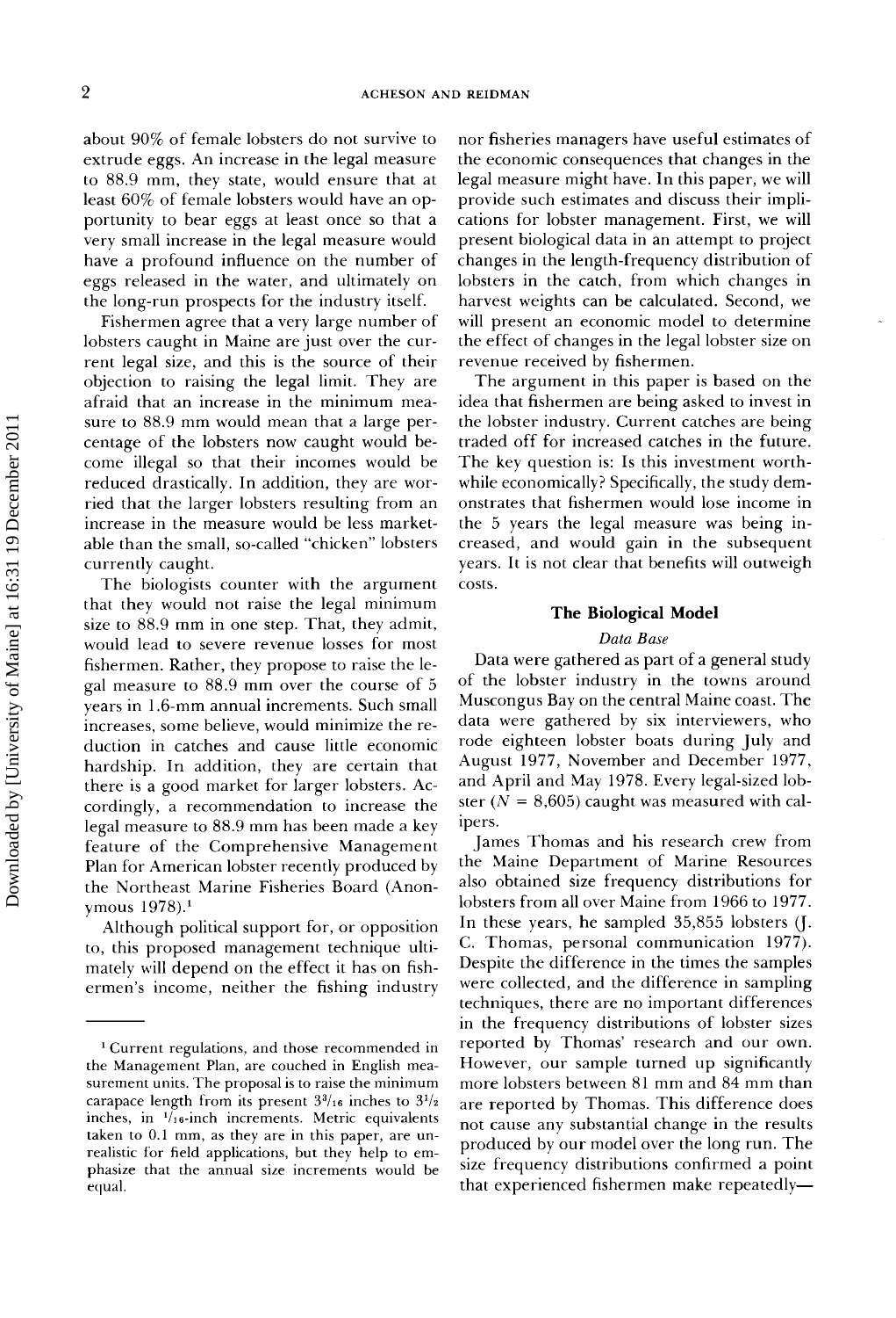about 90% of female lobsters do not survive to extrude eggs. An increase in the legal measure to 88.9 mm, they state, would ensure that at least 60% of female lobsters would have an opportunity to bear eggs at least once so that a very small increase in the legal measure would have a profound influence on the number of eggs released in the water, and ultimately on the long-run prospects for the industry itself.

Fishermen agree that a very large number of lobsters caught in Maine are just over the current legal size, and this is the source of their objection to raising the legal limit. They are afraid that an increase in the minimum measure to 88.9 mm would mean that a large percentage of the lobsters now caught would become illegal so that their incomes would be reduced drastically. In addition, they are worried that the larger lobsters resulting from an increase in the measure would be less marketable than the small, so-called "chicken" lobsters currently caught.

The biologists counter with the argument that they would not raise the legal minimum size to 88.9 mm in one step. That, they admit, would lead to severe revenue losses for most fishermen. Rather, they propose to raise the legal measure to 88.9 mm over the course of 5 years in 1.6-mm annual increments. Such small increases, some believe, would minimize the reduction in catches and cause little economic hardship. In addition, they are certain that there is a good market for larger lobsters. Accordingly, a recommendation to increase the legal measure to 88.9 mm has been made a key feature of the Comprehensive Management Plan for American lobster recently produced by the Northeast Marine Fisheries Board (Anonymous 1978).[1]

Although political support for, or opposition to, this proposed management technique ultimately will depend on the effect it has on fishermen's income, neither the fishing industry nor fisheries managers have useful estimates of the economic consequences that changes in the legal measure might have. In this paper, we will provide such estimates and discuss their implications for lobster management. First, we will present biological data in an attempt to project changes in the length-frequency distribution of lobsters in the catch, from which changes in harvest weights can be calculated. Second, we will present an economic model to determine the effect of changes in the legal lobster size on revenue received by fishermen.

The argument in this paper is based on the idea that fishermen are being asked to invest in the lobster industry. Current catches are being traded off for increased catches in the future. The key question is: Is this investment worthwhile economically? Specifically, the study demonstrates that fishermen would lose income in the 5 years the legal measure was being increased, and would gain in the subsequent years. It is not clear that benefits will outweigh costs.

## The Biological Model

### *Data Base*

Data were gathered as part of a general study of the lobster industry in the towns around Muscongus Bay on the central Maine coast. The data were gathered by six interviewers, who rode eighteen lobster boats during July and August 1977, November and December 1977, and April and May 1978. Every legal-sized lobster ($N$ = 8,605) caught was measured with calipers.

James Thomas and his research crew from the Maine Department of Marine Resources also obtained size frequency distributions for lobsters from all over Maine from 1966 to 1977. In these years, he sampled 35,855 lobsters (J. C. Thomas, personal communication 1977). Despite the difference in the times the samples were collected, and the difference in sampling techniques, there are no important differences in the frequency distributions of lobster sizes reported by Thomas' research and our own. However, our sample turned up significantly more lobsters between 81 mm and 84 mm than are reported by Thomas. This difference does not cause any substantial change in the results produced by our model over the long run. The size frequency distributions confirmed a point that experienced fishermen make repeatedly—

---

[1] Current regulations, and those recommended in the Management Plan, are couched in English measurement units. The proposal is to raise the minimum carapace length from its present 3 3/16 inches to 3 1/2 inches, in 1/16-inch increments. Metric equivalents taken to 0.1 mm, as they are in this paper, are unrealistic for field applications, but they help to emphasize that the annual size increments would be equal.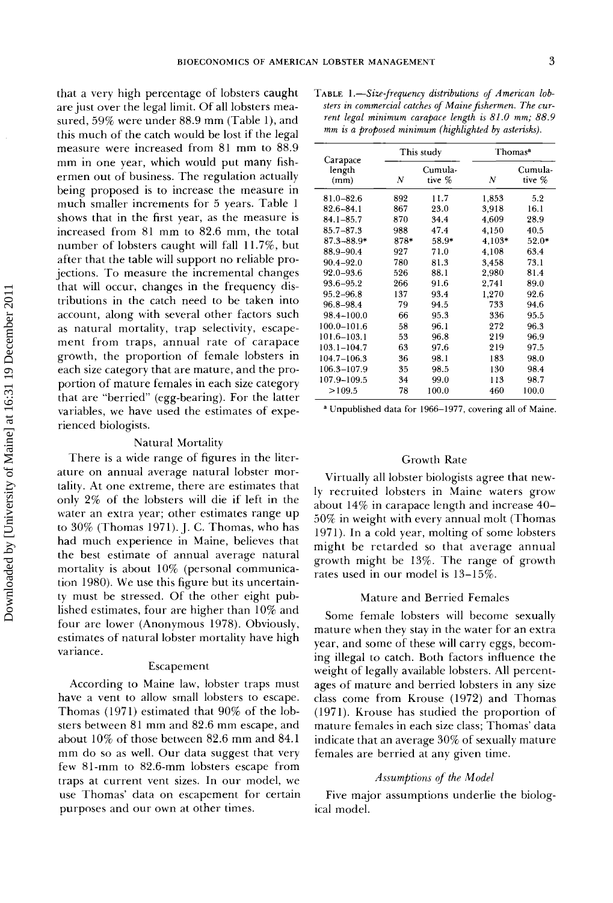that a very high percentage of lobsters caught are just over the legal limit. Of all lobsters measured, 59% were under 88.9 mm (Table 1), and this much of the catch would be lost if the legal measure were increased from 81 mm to 88.9 mm in one year, which would put many fishermen out of business. The regulation actually being proposed is to increase the measure in much smaller increments for 5 years. Table 1 shows that in the first year, as the measure is increased from 81 mm to 82.6 mm, the total number of lobsters caught will fall 11.7%, but after that the table will support no reliable projections. To measure the incremental changes that will occur, changes in the frequency distributions in the catch need to be taken into account, along with several other factors such as natural mortality, trap selectivity, escapement from traps, annual rate of carapace growth, the proportion of female lobsters in each size category that are mature, and the proportion of mature females in each size category that are "berried" (egg-bearing). For the latter variables, we have used the estimates of experienced biologists.

TABLE 1.—*Size-frequency distributions of American lobsters in commercial catches of Maine fishermen. The current legal minimum carapace length is 81.0 mm; 88.9 mm is a proposed minimum (highlighted by asterisks).*

| Carapace length (mm) | This study | | Thomas[a] | |
|---|---|---|---|---|
| | N | Cumulative % | N | Cumulative % |
| 81.0–82.6 | 892 | 11.7 | 1,853 | 5.2 |
| 82.6–84.1 | 867 | 23.0 | 3,918 | 16.1 |
| 84.1–85.7 | 870 | 34.4 | 4,609 | 28.9 |
| 85.7–87.3 | 988 | 47.4 | 4,150 | 40.5 |
| 87.3–88.9* | 878* | 58.9* | 4,103* | 52.0* |
| 88.9–90.4 | 927 | 71.0 | 4,108 | 63.4 |
| 90.4–92.0 | 780 | 81.3 | 3,458 | 73.1 |
| 92.0–93.6 | 526 | 88.1 | 2,980 | 81.4 |
| 93.6–95.2 | 266 | 91.6 | 2,741 | 89.0 |
| 95.2–96.8 | 137 | 93.4 | 1,270 | 92.6 |
| 96.8–98.4 | 79 | 94.5 | 733 | 94.6 |
| 98.4–100.0 | 66 | 95.3 | 336 | 95.5 |
| 100.0–101.6 | 58 | 96.1 | 272 | 96.3 |
| 101.6–103.1 | 53 | 96.8 | 219 | 96.9 |
| 103.1–104.7 | 63 | 97.6 | 219 | 97.5 |
| 104.7–106.3 | 36 | 98.1 | 183 | 98.0 |
| 106.3–107.9 | 35 | 98.5 | 130 | 98.4 |
| 107.9–109.5 | 34 | 99.0 | 113 | 98.7 |
| >109.5 | 78 | 100.0 | 460 | 100.0 |

[a] Unpublished data for 1966–1977, covering all of Maine.

### Natural Mortality

There is a wide range of figures in the literature on annual average natural lobster mortality. At one extreme, there are estimates that only 2% of the lobsters will die if left in the water an extra year; other estimates range up to 30% (Thomas 1971). J. C. Thomas, who has had much experience in Maine, believes that the best estimate of annual average natural mortality is about 10% (personal communication 1980). We use this figure but its uncertainty must be stressed. Of the other eight published estimates, four are higher than 10% and four are lower (Anonymous 1978). Obviously, estimates of natural lobster mortality have high variance.

### Escapement

According to Maine law, lobster traps must have a vent to allow small lobsters to escape. Thomas (1971) estimated that 90% of the lobsters between 81 mm and 82.6 mm escape, and about 10% of those between 82.6 mm and 84.1 mm do so as well. Our data suggest that very few 81-mm to 82.6-mm lobsters escape from traps at current vent sizes. In our model, we use Thomas' data on escapement for certain purposes and our own at other times.

### Growth Rate

Virtually all lobster biologists agree that newly recruited lobsters in Maine waters grow about 14% in carapace length and increase 40–50% in weight with every annual molt (Thomas 1971). In a cold year, molting of some lobsters might be retarded so that average annual growth might be 13%. The range of growth rates used in our model is 13–15%.

### Mature and Berried Females

Some female lobsters will become sexually mature when they stay in the water for an extra year, and some of these will carry eggs, becoming illegal to catch. Both factors influence the weight of legally available lobsters. All percentages of mature and berried lobsters in any size class come from Krouse (1972) and Thomas (1971). Krouse has studied the proportion of mature females in each size class; Thomas' data indicate that an average 30% of sexually mature females are berried at any given time.

#### *Assumptions of the Model*

Five major assumptions underlie the biological model.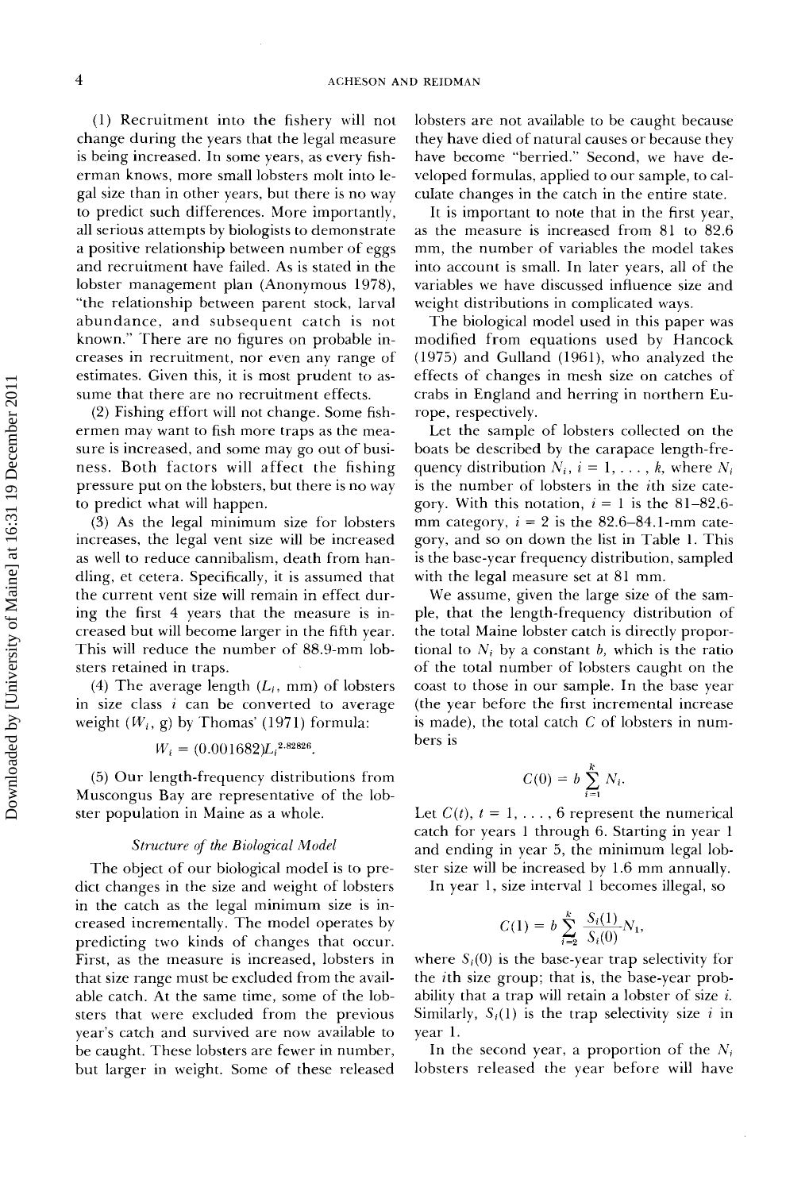(1) Recruitment into the fishery will not change during the years that the legal measure is being increased. In some years, as every fisherman knows, more small lobsters molt into legal size than in other years, but there is no way to predict such differences. More importantly, all serious attempts by biologists to demonstrate a positive relationship between number of eggs and recruitment have failed. As is stated in the lobster management plan (Anonymous 1978), "the relationship between parent stock, larval abundance, and subsequent catch is not known." There are no figures on probable increases in recruitment, nor even any range of estimates. Given this, it is most prudent to assume that there are no recruitment effects.

(2) Fishing effort will not change. Some fishermen may want to fish more traps as the measure is increased, and some may go out of business. Both factors will affect the fishing pressure put on the lobsters, but there is no way to predict what will happen.

(3) As the legal minimum size for lobsters increases, the legal vent size will be increased as well to reduce cannibalism, death from handling, et cetera. Specifically, it is assumed that the current vent size will remain in effect during the first 4 years that the measure is increased but will become larger in the fifth year. This will reduce the number of 88.9-mm lobsters retained in traps.

(4) The average length ($L_i$, mm) of lobsters in size class $i$ can be converted to average weight ($W_i$, g) by Thomas' (1971) formula:

$$W_i = (0.001682)L_i^{2.82826}.$$

(5) Our length-frequency distributions from Muscongus Bay are representative of the lobster population in Maine as a whole.

### *Structure of the Biological Model*

The object of our biological model is to predict changes in the size and weight of lobsters in the catch as the legal minimum size is increased incrementally. The model operates by predicting two kinds of changes that occur. First, as the measure is increased, lobsters in that size range must be excluded from the available catch. At the same time, some of the lobsters that were excluded from the previous year's catch and survived are now available to be caught. These lobsters are fewer in number, but larger in weight. Some of these released lobsters are not available to be caught because they have died of natural causes or because they have become "berried." Second, we have developed formulas, applied to our sample, to calculate changes in the catch in the entire state.

It is important to note that in the first year, as the measure is increased from 81 to 82.6 mm, the number of variables the model takes into account is small. In later years, all of the variables we have discussed influence size and weight distributions in complicated ways.

The biological model used in this paper was modified from equations used by Hancock (1975) and Gulland (1961), who analyzed the effects of changes in mesh size on catches of crabs in England and herring in northern Europe, respectively.

Let the sample of lobsters collected on the boats be described by the carapace length-frequency distribution $N_i$, $i = 1, \ldots, k$, where $N_i$ is the number of lobsters in the $i$th size category. With this notation, $i = 1$ is the 81–82.6-mm category, $i = 2$ is the 82.6–84.1-mm category, and so on down the list in Table 1. This is the base-year frequency distribution, sampled with the legal measure set at 81 mm.

We assume, given the large size of the sample, that the length-frequency distribution of the total Maine lobster catch is directly proportional to $N_i$ by a constant $b$, which is the ratio of the total number of lobsters caught on the coast to those in our sample. In the base year (the year before the first incremental increase is made), the total catch $C$ of lobsters in numbers is

$$C(0) = b \sum_{i=1}^{k} N_i.$$

Let $C(t)$, $t = 1, \ldots, 6$ represent the numerical catch for years 1 through 6. Starting in year 1 and ending in year 5, the minimum legal lobster size will be increased by 1.6 mm annually.

In year 1, size interval 1 becomes illegal, so

$$C(1) = b \sum_{i=2}^{k} \frac{S_i(1)}{S_i(0)} N_1,$$

where $S_i(0)$ is the base-year trap selectivity for the $i$th size group; that is, the base-year probability that a trap will retain a lobster of size $i$. Similarly, $S_i(1)$ is the trap selectivity size $i$ in year 1.

In the second year, a proportion of the $N_i$ lobsters released the year before will have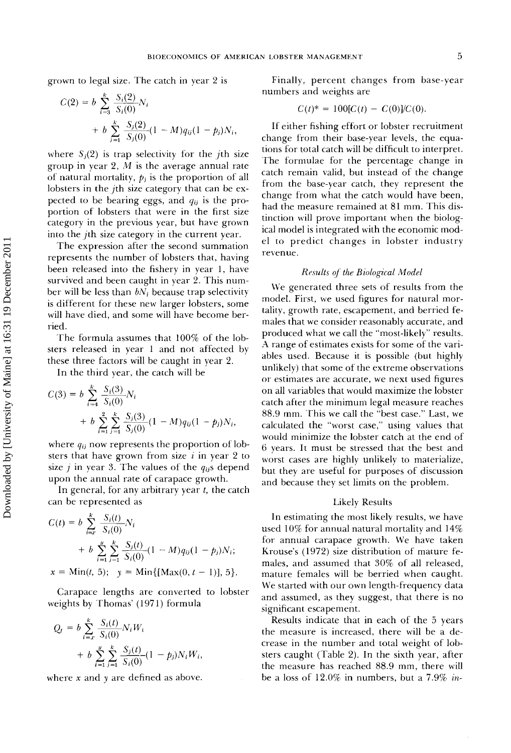grown to legal size. The catch in year 2 is

$$C(2) = b \sum_{i=3}^{k} \frac{S_i(2)}{S_i(0)} N_i + b \sum_{j=1}^{k} \frac{S_j(2)}{S_j(0)} (1 - M) q_{ij} (1 - p_j) N_i,$$

where $S_j(2)$ is trap selectivity for the $j$th size group in year 2, $M$ is the average annual rate of natural mortality, $p_j$ is the proportion of all lobsters in the $j$th size category that can be expected to be bearing eggs, and $q_{ij}$ is the proportion of lobsters that were in the first size category in the previous year, but have grown into the $j$th size category in the current year.

The expression after the second summation represents the number of lobsters that, having been released into the fishery in year 1, have survived and been caught in year 2. This number will be less than $bN_i$ because trap selectivity is different for these new larger lobsters, some will have died, and some will have become berried.

The formula assumes that 100% of the lobsters released in year 1 and not affected by these three factors will be caught in year 2.

In the third year, the catch will be

$$C(3) = b \sum_{i=4}^{k} \frac{S_i(3)}{S_i(0)} N_i + b \sum_{i=1}^{2} \sum_{j=1}^{k} \frac{S_j(3)}{S_j(0)} (1 - M) q_{ij} (1 - p_j) N_i,$$

where $q_{ij}$ now represents the proportion of lobsters that have grown from size $i$ in year 2 to size $j$ in year 3. The values of the $q_{ij}$s depend upon the annual rate of carapace growth.

In general, for any arbitrary year $t$, the catch can be represented as

$$C(t) = b \sum_{i=x}^{k} \frac{S_i(t)}{S_i(0)} N_i + b \sum_{i=1}^{y} \sum_{j=1}^{k} \frac{S_j(t)}{S_i(0)} (1 - M) q_{ij} (1 - p_j) N_i;$$

$$x = \text{Min}(t, 5); \quad y = \text{Min}\{[\text{Max}(0, t - 1)], 5\}.$$

Carapace lengths are converted to lobster weights by Thomas' (1971) formula

$$Q_t = b \sum_{i=x}^{k} \frac{S_i(t)}{S_i(0)} N_i W_i + b \sum_{i=1}^{y} \sum_{j=1}^{k} \frac{S_j(t)}{S_i(0)} (1 - p_j) N_i W_i,$$

where $x$ and $y$ are defined as above.

Finally, percent changes from base-year numbers and weights are

$$C(t)^* = 100[C(t) - C(0)]/C(0).$$

If either fishing effort or lobster recruitment change from their base-year levels, the equations for total catch will be difficult to interpret. The formulae for the percentage change in catch remain valid, but instead of the change from the base-year catch, they represent the change from what the catch would have been, had the measure remained at 81 mm. This distinction will prove important when the biological model is integrated with the economic model to predict changes in lobster industry revenue.

### *Results of the Biological Model*

We generated three sets of results from the model. First, we used figures for natural mortality, growth rate, escapement, and berried females that we consider reasonably accurate, and produced what we call the "most-likely" results. A range of estimates exists for some of the variables used. Because it is possible (but highly unlikely) that some of the extreme observations or estimates are accurate, we next used figures on all variables that would maximize the lobster catch after the minimum legal measure reaches 88.9 mm. This we call the "best case." Last, we calculated the "worst case," using values that would minimize the lobster catch at the end of 6 years. It must be stressed that the best and worst cases are highly unlikely to materialize, but they are useful for purposes of discussion and because they set limits on the problem.

#### Likely Results

In estimating the most likely results, we have used 10% for annual natural mortality and 14% for annual carapace growth. We have taken Krouse's (1972) size distribution of mature females, and assumed that 30% of all released, mature females will be berried when caught. We started with our own length-frequency data and assumed, as they suggest, that there is no significant escapement.

Results indicate that in each of the 5 years the measure is increased, there will be a decrease in the number and total weight of lobsters caught (Table 2). In the sixth year, after the measure has reached 88.9 mm, there will be a loss of 12.0% in numbers, but a 7.9% *in-*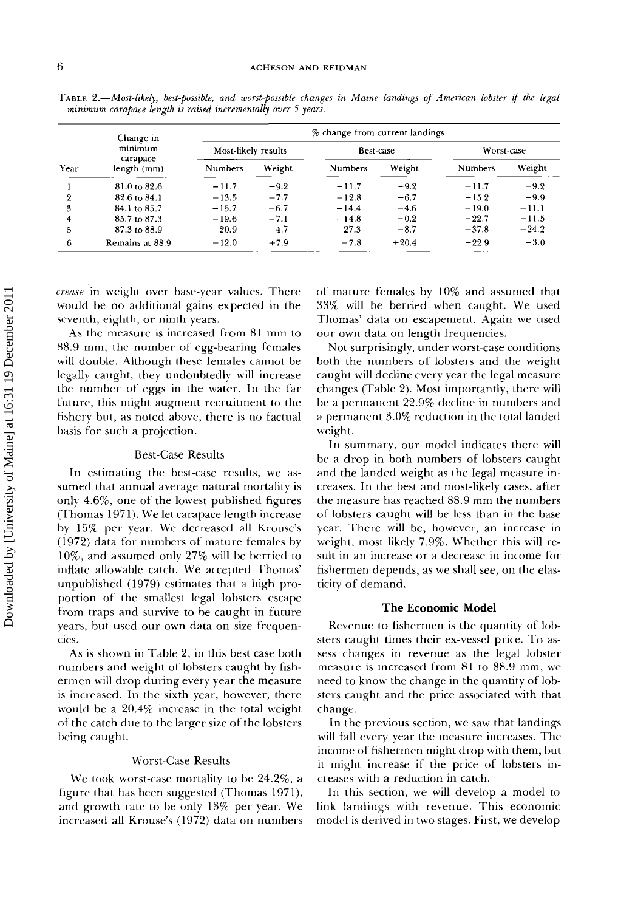TABLE 2.—*Most-likely, best-possible, and worst-possible changes in Maine landings of American lobster if the legal minimum carapace length is raised incrementally over 5 years.*

| Year | Change in minimum carapace length (mm) | % change from current landings | | | | | |
|---|---|---|---|---|---|---|---|
| | | Most-likely results | | Best-case | | Worst-case | |
| | | Numbers | Weight | Numbers | Weight | Numbers | Weight |
| 1 | 81.0 to 82.6 | −11.7 | −9.2 | −11.7 | −9.2 | −11.7 | −9.2 |
| 2 | 82.6 to 84.1 | −13.5 | −7.7 | −12.8 | −6.7 | −15.2 | −9.9 |
| 3 | 84.1 to 85.7 | −15.7 | −6.7 | −14.4 | −4.6 | −19.0 | −11.1 |
| 4 | 85.7 to 87.3 | −19.6 | −7.1 | −14.8 | −0.2 | −22.7 | −11.5 |
| 5 | 87.3 to 88.9 | −20.9 | −4.7 | −27.3 | −8.7 | −37.8 | −24.2 |
| 6 | Remains at 88.9 | −12.0 | +7.9 | −7.8 | +20.4 | −22.9 | −3.0 |

*crease* in weight over base-year values. There would be no additional gains expected in the seventh, eighth, or ninth years.

As the measure is increased from 81 mm to 88.9 mm, the number of egg-bearing females will double. Although these females cannot be legally caught, they undoubtedly will increase the number of eggs in the water. In the far future, this might augment recruitment to the fishery but, as noted above, there is no factual basis for such a projection.

### Best-Case Results

In estimating the best-case results, we assumed that annual average natural mortality is only 4.6%, one of the lowest published figures (Thomas 1971). We let carapace length increase by 15% per year. We decreased all Krouse's (1972) data for numbers of mature females by 10%, and assumed only 27% will be berried to inflate allowable catch. We accepted Thomas' unpublished (1979) estimates that a high proportion of the smallest legal lobsters escape from traps and survive to be caught in future years, but used our own data on size frequencies.

As is shown in Table 2, in this best case both numbers and weight of lobsters caught by fishermen will drop during every year the measure is increased. In the sixth year, however, there would be a 20.4% increase in the total weight of the catch due to the larger size of the lobsters being caught.

### Worst-Case Results

We took worst-case mortality to be 24.2%, a figure that has been suggested (Thomas 1971), and growth rate to be only 13% per year. We increased all Krouse's (1972) data on numbers of mature females by 10% and assumed that 33% will be berried when caught. We used Thomas' data on escapement. Again we used our own data on length frequencies.

Not surprisingly, under worst-case conditions both the numbers of lobsters and the weight caught will decline every year the legal measure changes (Table 2). Most importantly, there will be a permanent 22.9% decline in numbers and a permanent 3.0% reduction in the total landed weight.

In summary, our model indicates there will be a drop in both numbers of lobsters caught and the landed weight as the legal measure increases. In the best and most-likely cases, after the measure has reached 88.9 mm the numbers of lobsters caught will be less than in the base year. There will be, however, an increase in weight, most likely 7.9%. Whether this will result in an increase or a decrease in income for fishermen depends, as we shall see, on the elasticity of demand.

## The Economic Model

Revenue to fishermen is the quantity of lobsters caught times their ex-vessel price. To assess changes in revenue as the legal lobster measure is increased from 81 to 88.9 mm, we need to know the change in the quantity of lobsters caught and the price associated with that change.

In the previous section, we saw that landings will fall every year the measure increases. The income of fishermen might drop with them, but it might increase if the price of lobsters increases with a reduction in catch.

In this section, we will develop a model to link landings with revenue. This economic model is derived in two stages. First, we develop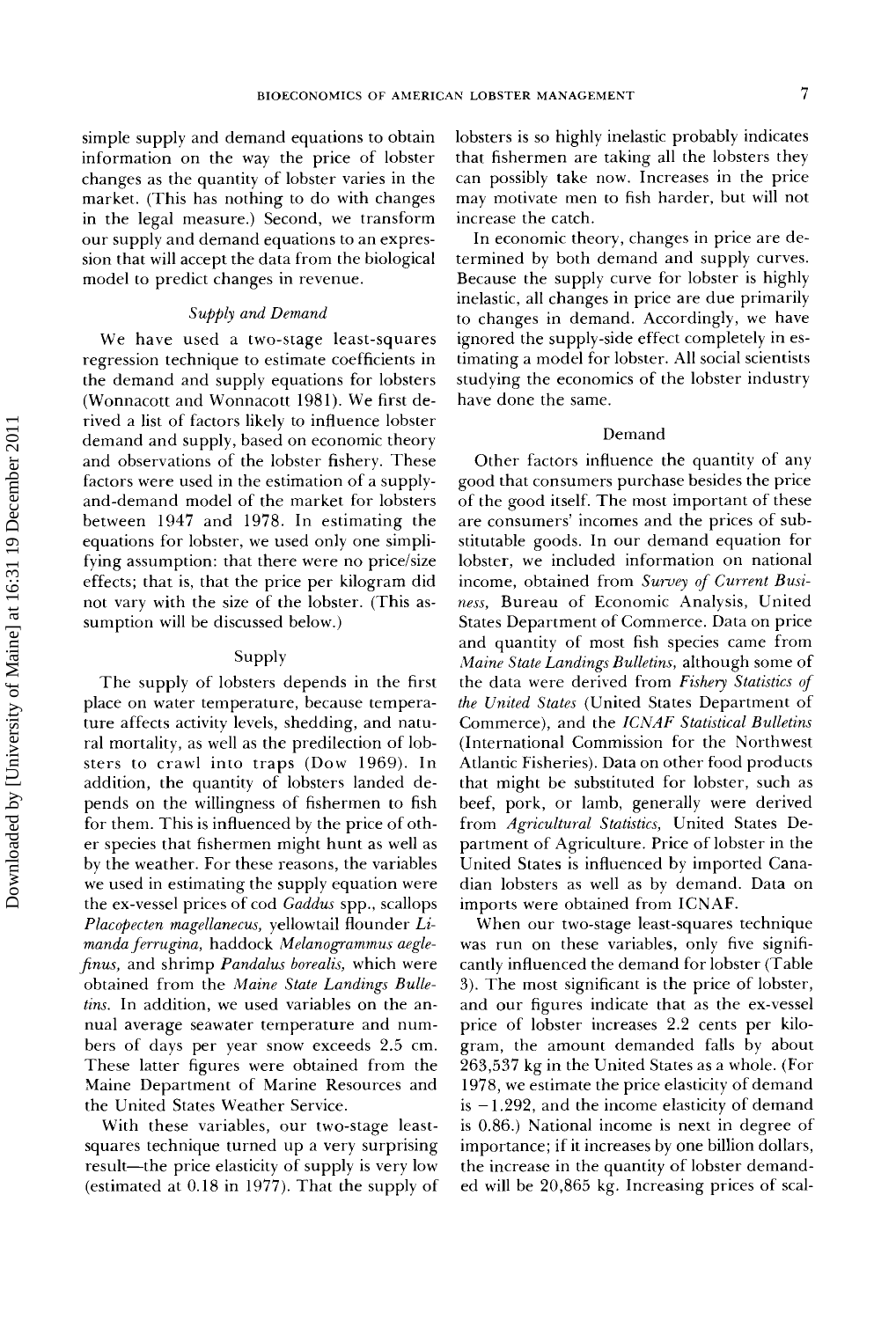simple supply and demand equations to obtain information on the way the price of lobster changes as the quantity of lobster varies in the market. (This has nothing to do with changes in the legal measure.) Second, we transform our supply and demand equations to an expression that will accept the data from the biological model to predict changes in revenue.

### *Supply and Demand*

We have used a two-stage least-squares regression technique to estimate coefficients in the demand and supply equations for lobsters (Wonnacott and Wonnacott 1981). We first derived a list of factors likely to influence lobster demand and supply, based on economic theory and observations of the lobster fishery. These factors were used in the estimation of a supply-and-demand model of the market for lobsters between 1947 and 1978. In estimating the equations for lobster, we used only one simplifying assumption: that there were no price/size effects; that is, that the price per kilogram did not vary with the size of the lobster. (This assumption will be discussed below.)

#### Supply

The supply of lobsters depends in the first place on water temperature, because temperature affects activity levels, shedding, and natural mortality, as well as the predilection of lobsters to crawl into traps (Dow 1969). In addition, the quantity of lobsters landed depends on the willingness of fishermen to fish for them. This is influenced by the price of other species that fishermen might hunt as well as by the weather. For these reasons, the variables we used in estimating the supply equation were the ex-vessel prices of cod *Gaddus* spp., scallops *Placopecten magellanecus*, yellowtail flounder *Limanda ferrugina*, haddock *Melanogrammus aeglefinus*, and shrimp *Pandalus borealis*, which were obtained from the *Maine State Landings Bulletins*. In addition, we used variables on the annual average seawater temperature and numbers of days per year snow exceeds 2.5 cm. These latter figures were obtained from the Maine Department of Marine Resources and the United States Weather Service.

With these variables, our two-stage least-squares technique turned up a very surprising result—the price elasticity of supply is very low (estimated at 0.18 in 1977). That the supply of lobsters is so highly inelastic probably indicates that fishermen are taking all the lobsters they can possibly take now. Increases in the price may motivate men to fish harder, but will not increase the catch.

In economic theory, changes in price are determined by both demand and supply curves. Because the supply curve for lobster is highly inelastic, all changes in price are due primarily to changes in demand. Accordingly, we have ignored the supply-side effect completely in estimating a model for lobster. All social scientists studying the economics of the lobster industry have done the same.

#### Demand

Other factors influence the quantity of any good that consumers purchase besides the price of the good itself. The most important of these are consumers' incomes and the prices of substitutable goods. In our demand equation for lobster, we included information on national income, obtained from *Survey of Current Business*, Bureau of Economic Analysis, United States Department of Commerce. Data on price and quantity of most fish species came from *Maine State Landings Bulletins*, although some of the data were derived from *Fishery Statistics of the United States* (United States Department of Commerce), and the *ICNAF Statistical Bulletins* (International Commission for the Northwest Atlantic Fisheries). Data on other food products that might be substituted for lobster, such as beef, pork, or lamb, generally were derived from *Agricultural Statistics*, United States Department of Agriculture. Price of lobster in the United States is influenced by imported Canadian lobsters as well as by demand. Data on imports were obtained from ICNAF.

When our two-stage least-squares technique was run on these variables, only five significantly influenced the demand for lobster (Table 3). The most significant is the price of lobster, and our figures indicate that as the ex-vessel price of lobster increases 2.2 cents per kilogram, the amount demanded falls by about 263,537 kg in the United States as a whole. (For 1978, we estimate the price elasticity of demand is −1.292, and the income elasticity of demand is 0.86.) National income is next in degree of importance; if it increases by one billion dollars, the increase in the quantity of lobster demanded will be 20,865 kg. Increasing prices of scal-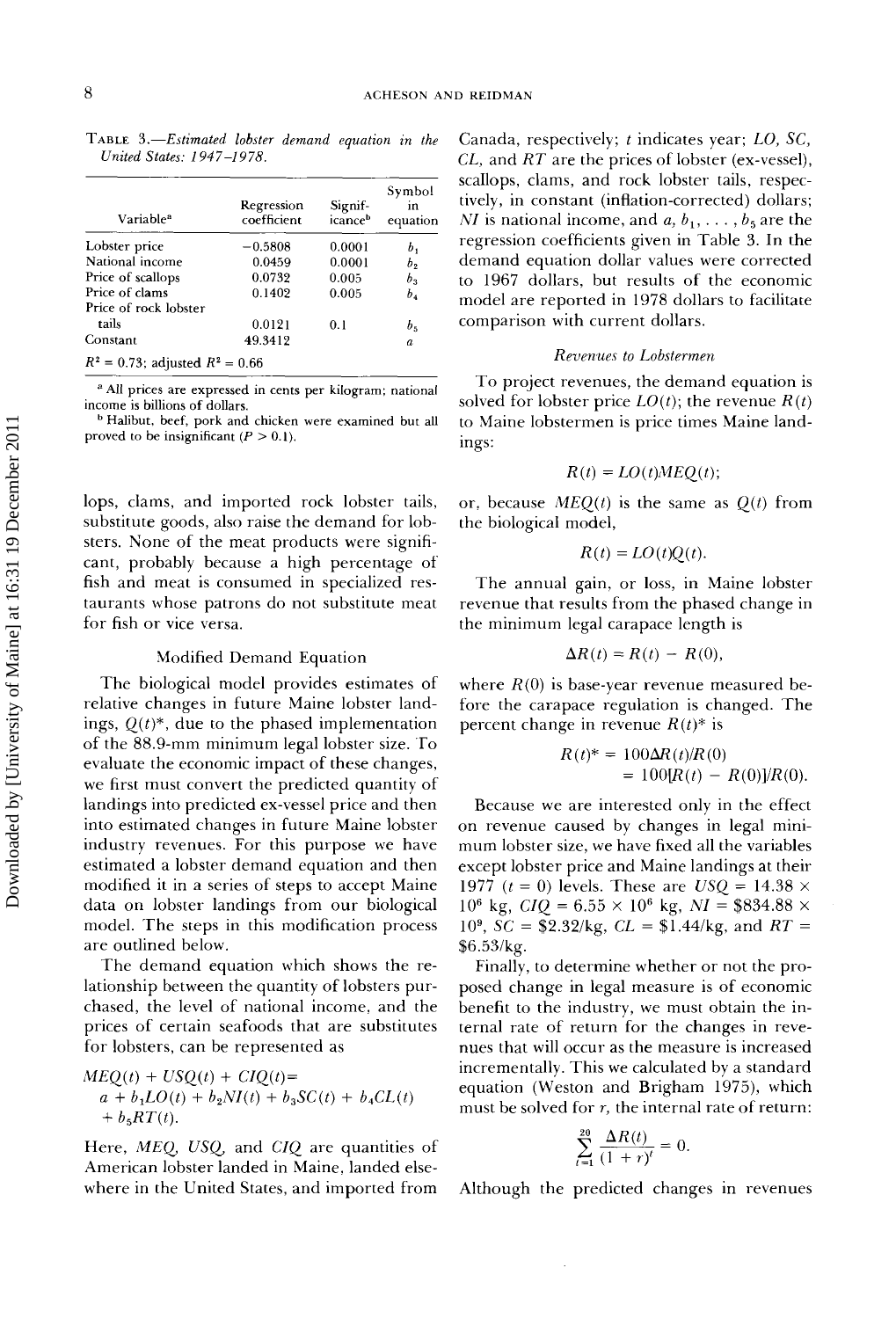TABLE 3.—*Estimated lobster demand equation in the United States: 1947–1978.*

| Variable[a] | Regression coefficient | Significance[b] | Symbol in equation |
|---|---|---|---|
| Lobster price | −0.5808 | 0.0001 | $b_1$ |
| National income | 0.0459 | 0.0001 | $b_2$ |
| Price of scallops | 0.0732 | 0.005 | $b_3$ |
| Price of clams | 0.1402 | 0.005 | $b_4$ |
| Price of rock lobster tails | 0.0121 | 0.1 | $b_5$ |
| Constant | 49.3412 | | $a$ |

$R^2$ = 0.73; adjusted $R^2$ = 0.66

[a] All prices are expressed in cents per kilogram; national income is billions of dollars.

[b] Halibut, beef, pork and chicken were examined but all proved to be insignificant ($P > 0.1$).

lops, clams, and imported rock lobster tails, substitute goods, also raise the demand for lobsters. None of the meat products were significant, probably because a high percentage of fish and meat is consumed in specialized restaurants whose patrons do not substitute meat for fish or vice versa.

### Modified Demand Equation

The biological model provides estimates of relative changes in future Maine lobster landings, $Q(t)^*$, due to the phased implementation of the 88.9-mm minimum legal lobster size. To evaluate the economic impact of these changes, we first must convert the predicted quantity of landings into predicted ex-vessel price and then into estimated changes in future Maine lobster industry revenues. For this purpose we have estimated a lobster demand equation and then modified it in a series of steps to accept Maine data on lobster landings from our biological model. The steps in this modification process are outlined below.

The demand equation which shows the relationship between the quantity of lobsters purchased, the level of national income, and the prices of certain seafoods that are substitutes for lobsters, can be represented as

$$MEQ(t) + USQ(t) + CIQ(t) = a + b_1LO(t) + b_2NI(t) + b_3SC(t) + b_4CL(t) + b_5RT(t).$$

Here, $MEQ$, $USQ$, and $CIQ$ are quantities of American lobster landed in Maine, landed elsewhere in the United States, and imported from Canada, respectively; $t$ indicates year; $LO$, $SC$, $CL$, and $RT$ are the prices of lobster (ex-vessel), scallops, clams, and rock lobster tails, respectively, in constant (inflation-corrected) dollars; $NI$ is national income, and $a, b_1, \ldots, b_5$ are the regression coefficients given in Table 3. In the demand equation dollar values were corrected to 1967 dollars, but results of the economic model are reported in 1978 dollars to facilitate comparison with current dollars.

### *Revenues to Lobstermen*

To project revenues, the demand equation is solved for lobster price $LO(t)$; the revenue $R(t)$ to Maine lobstermen is price times Maine landings:

$$R(t) = LO(t)MEQ(t);$$

or, because $MEQ(t)$ is the same as $Q(t)$ from the biological model,

$$R(t) = LO(t)Q(t).$$

The annual gain, or loss, in Maine lobster revenue that results from the phased change in the minimum legal carapace length is

$$\Delta R(t) = R(t) - R(0),$$

where $R(0)$ is base-year revenue measured before the carapace regulation is changed. The percent change in revenue $R(t)^*$ is

$$R(t)^* = 100\Delta R(t)/R(0) = 100[R(t) - R(0)]/R(0).$$

Because we are interested only in the effect on revenue caused by changes in legal minimum lobster size, we have fixed all the variables except lobster price and Maine landings at their 1977 ($t = 0$) levels. These are $USQ = 14.38 \times 10^6$ kg, $CIQ = 6.55 \times 10^6$ kg, $NI = \$834.88 \times 10^9$, $SC = \$2.32$/kg, $CL = \$1.44$/kg, and $RT = \$6.53$/kg.

Finally, to determine whether or not the proposed change in legal measure is of economic benefit to the industry, we must obtain the internal rate of return for the changes in revenues that will occur as the measure is increased incrementally. This we calculated by a standard equation (Weston and Brigham 1975), which must be solved for $r$, the internal rate of return:

$$\sum_{t=1}^{20} \frac{\Delta R(t)}{(1 + r)^t} = 0.$$

Although the predicted changes in revenues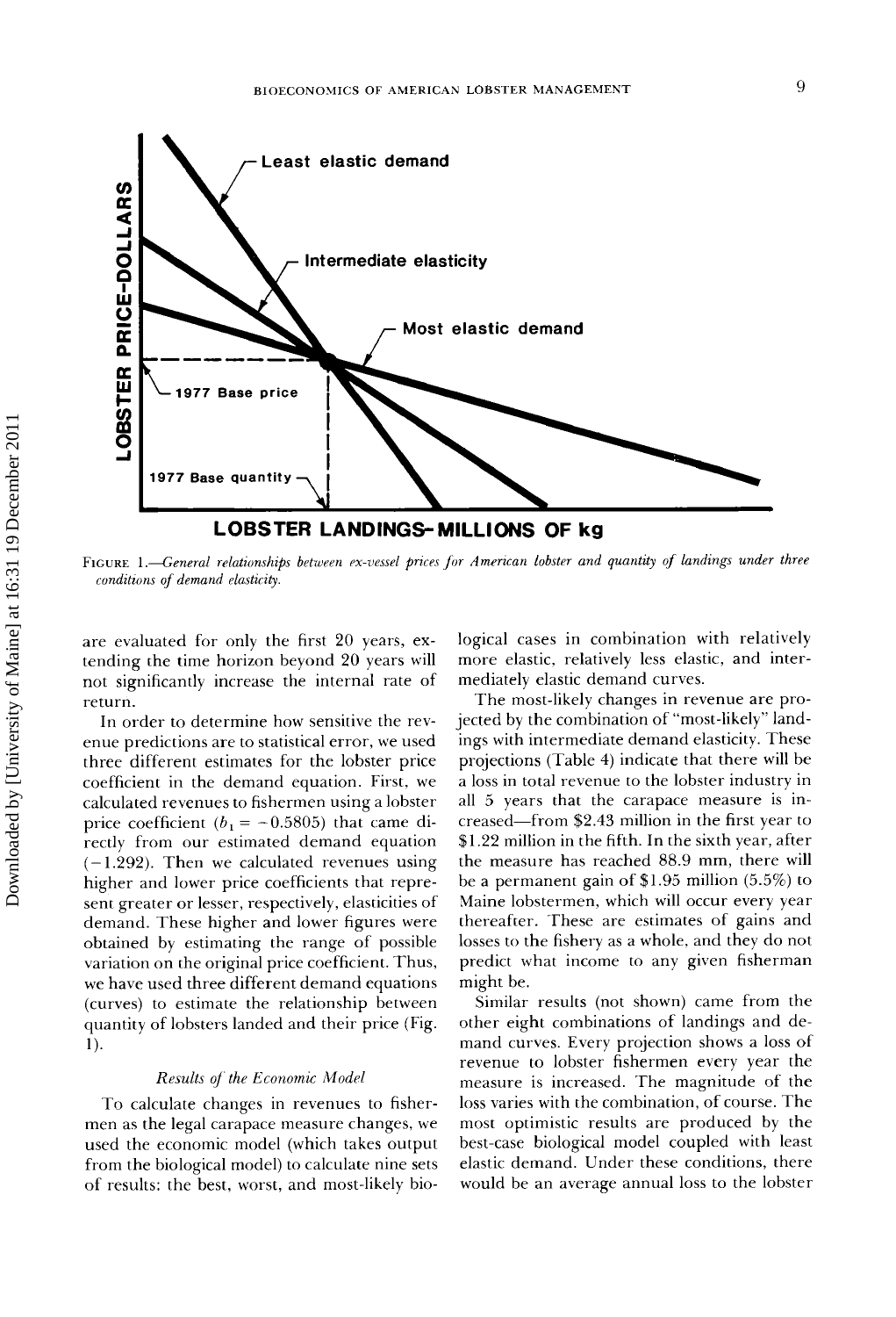FIGURE 1.—*General relationships between ex-vessel prices for American lobster and quantity of landings under three conditions of demand elasticity.*

are evaluated for only the first 20 years, extending the time horizon beyond 20 years will not significantly increase the internal rate of return.

In order to determine how sensitive the revenue predictions are to statistical error, we used three different estimates for the lobster price coefficient in the demand equation. First, we calculated revenues to fishermen using a lobster price coefficient ($b_1 = -0.5805$) that came directly from our estimated demand equation ($-1.292$). Then we calculated revenues using higher and lower price coefficients that represent greater or lesser, respectively, elasticities of demand. These higher and lower figures were obtained by estimating the range of possible variation on the original price coefficient. Thus, we have used three different demand equations (curves) to estimate the relationship between quantity of lobsters landed and their price (Fig. 1).

### *Results of the Economic Model*

To calculate changes in revenues to fishermen as the legal carapace measure changes, we used the economic model (which takes output from the biological model) to calculate nine sets of results: the best, worst, and most-likely biological cases in combination with relatively more elastic, relatively less elastic, and intermediately elastic demand curves.

The most-likely changes in revenue are projected by the combination of "most-likely" landings with intermediate demand elasticity. These projections (Table 4) indicate that there will be a loss in total revenue to the lobster industry in all 5 years that the carapace measure is increased—from $2.43 million in the first year to $1.22 million in the fifth. In the sixth year, after the measure has reached 88.9 mm, there will be a permanent gain of $1.95 million (5.5%) to Maine lobstermen, which will occur every year thereafter. These are estimates of gains and losses to the fishery as a whole, and they do not predict what income to any given fisherman might be.

Similar results (not shown) came from the other eight combinations of landings and demand curves. Every projection shows a loss of revenue to lobster fishermen every year the measure is increased. The magnitude of the loss varies with the combination, of course. The most optimistic results are produced by the best-case biological model coupled with least elastic demand. Under these conditions, there would be an average annual loss to the lobster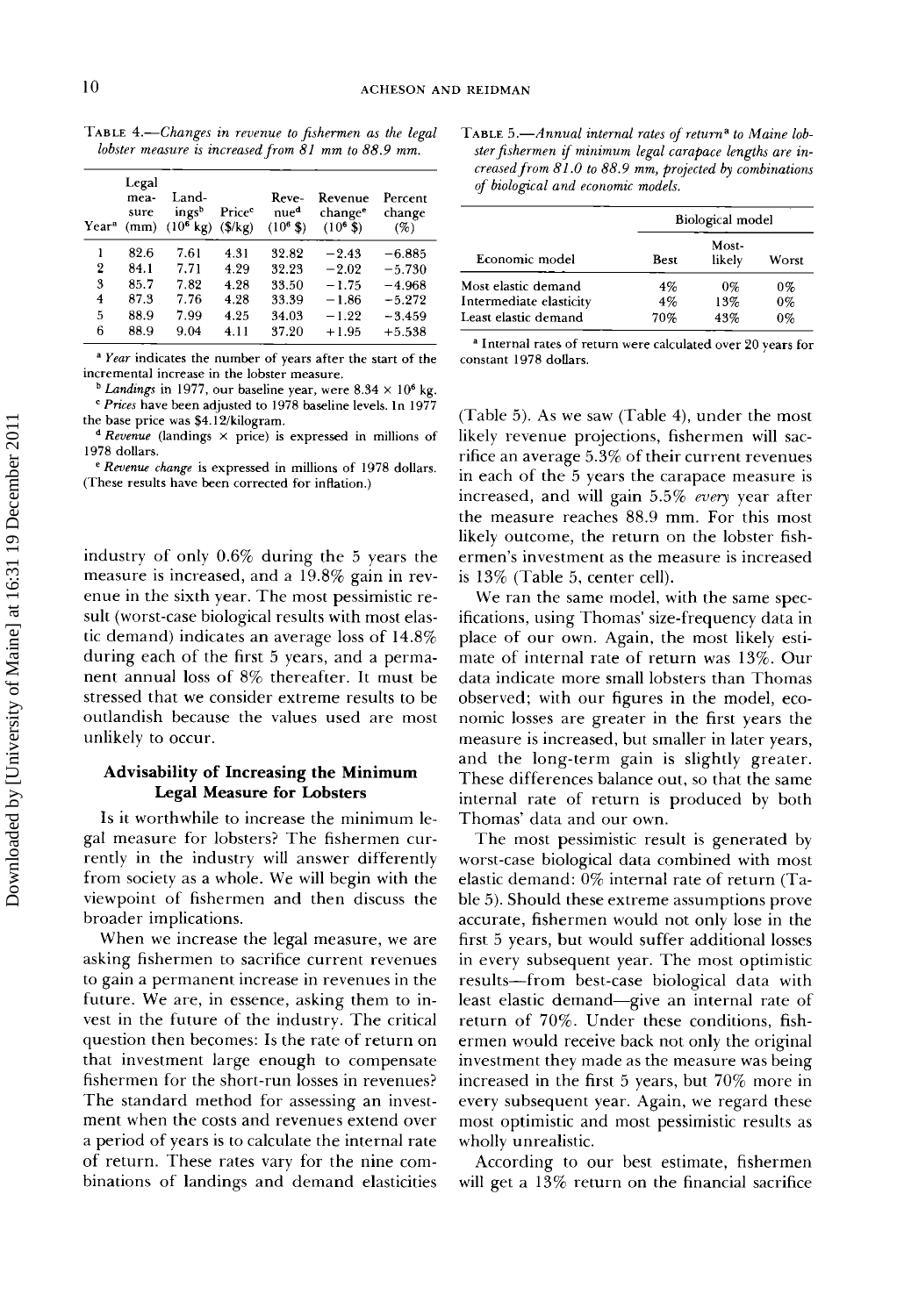TABLE 4.—*Changes in revenue to fishermen as the legal lobster measure is increased from 81 mm to 88.9 mm.*

| Year[a] | Legal measure (mm) | Landings[b] ($10^6$ kg) | Price[c] ($/kg) | Revenue[d] ($10^6$ $) | Revenue change[e] ($10^6$ $) | Percent change (%) |
|---|---|---|---|---|---|---|
| 1 | 82.6 | 7.61 | 4.31 | 32.82 | −2.43 | −6.885 |
| 2 | 84.1 | 7.71 | 4.29 | 32.23 | −2.02 | −5.730 |
| 3 | 85.7 | 7.82 | 4.28 | 33.50 | −1.75 | −4.968 |
| 4 | 87.3 | 7.76 | 4.28 | 33.39 | −1.86 | −5.272 |
| 5 | 88.9 | 7.99 | 4.25 | 34.03 | −1.22 | −3.459 |
| 6 | 88.9 | 9.04 | 4.11 | 37.20 | +1.95 | +5.538 |

[a] *Year* indicates the number of years after the start of the incremental increase in the lobster measure.

[b] *Landings* in 1977, our baseline year, were $8.34 \times 10^6$ kg.

[c] *Prices* have been adjusted to 1978 baseline levels. In 1977 the base price was $4.12/kilogram.

[d] *Revenue* (landings × price) is expressed in millions of 1978 dollars.

[e] *Revenue change* is expressed in millions of 1978 dollars. (These results have been corrected for inflation.)

industry of only 0.6% during the 5 years the measure is increased, and a 19.8% gain in revenue in the sixth year. The most pessimistic result (worst-case biological results with most elastic demand) indicates an average loss of 14.8% during each of the first 5 years, and a permanent annual loss of 8% thereafter. It must be stressed that we consider extreme results to be outlandish because the values used are most unlikely to occur.

## Advisability of Increasing the Minimum Legal Measure for Lobsters

Is it worthwhile to increase the minimum legal measure for lobsters? The fishermen currently in the industry will answer differently from society as a whole. We will begin with the viewpoint of fishermen and then discuss the broader implications.

When we increase the legal measure, we are asking fishermen to sacrifice current revenues to gain a permanent increase in revenues in the future. We are, in essence, asking them to invest in the future of the industry. The critical question then becomes: Is the rate of return on that investment large enough to compensate fishermen for the short-run losses in revenues? The standard method for assessing an investment when the costs and revenues extend over a period of years is to calculate the internal rate of return. These rates vary for the nine combinations of landings and demand elasticities (Table 5). As we saw (Table 4), under the most likely revenue projections, fishermen will sacrifice an average 5.3% of their current revenues in each of the 5 years the carapace measure is increased, and will gain 5.5% *every* year after the measure reaches 88.9 mm. For this most likely outcome, the return on the lobster fishermen's investment as the measure is increased is 13% (Table 5, center cell).

TABLE 5.—*Annual internal rates of return[a] to Maine lobster fishermen if minimum legal carapace lengths are increased from 81.0 to 88.9 mm, projected by combinations of biological and economic models.*

| Economic model | Biological model: Best | Biological model: Most-likely | Biological model: Worst |
|---|---|---|---|
| Most elastic demand | 4% | 0% | 0% |
| Intermediate elasticity | 4% | 13% | 0% |
| Least elastic demand | 70% | 43% | 0% |

[a] Internal rates of return were calculated over 20 years for constant 1978 dollars.

We ran the same model, with the same specifications, using Thomas' size-frequency data in place of our own. Again, the most likely estimate of internal rate of return was 13%. Our data indicate more small lobsters than Thomas observed; with our figures in the model, economic losses are greater in the first years the measure is increased, but smaller in later years, and the long-term gain is slightly greater. These differences balance out, so that the same internal rate of return is produced by both Thomas' data and our own.

The most pessimistic result is generated by worst-case biological data combined with most elastic demand: 0% internal rate of return (Table 5). Should these extreme assumptions prove accurate, fishermen would not only lose in the first 5 years, but would suffer additional losses in every subsequent year. The most optimistic results—from best-case biological data with least elastic demand—give an internal rate of return of 70%. Under these conditions, fishermen would receive back not only the original investment they made as the measure was being increased in the first 5 years, but 70% more in every subsequent year. Again, we regard these most optimistic and most pessimistic results as wholly unrealistic.

According to our best estimate, fishermen will get a 13% return on the financial sacrifice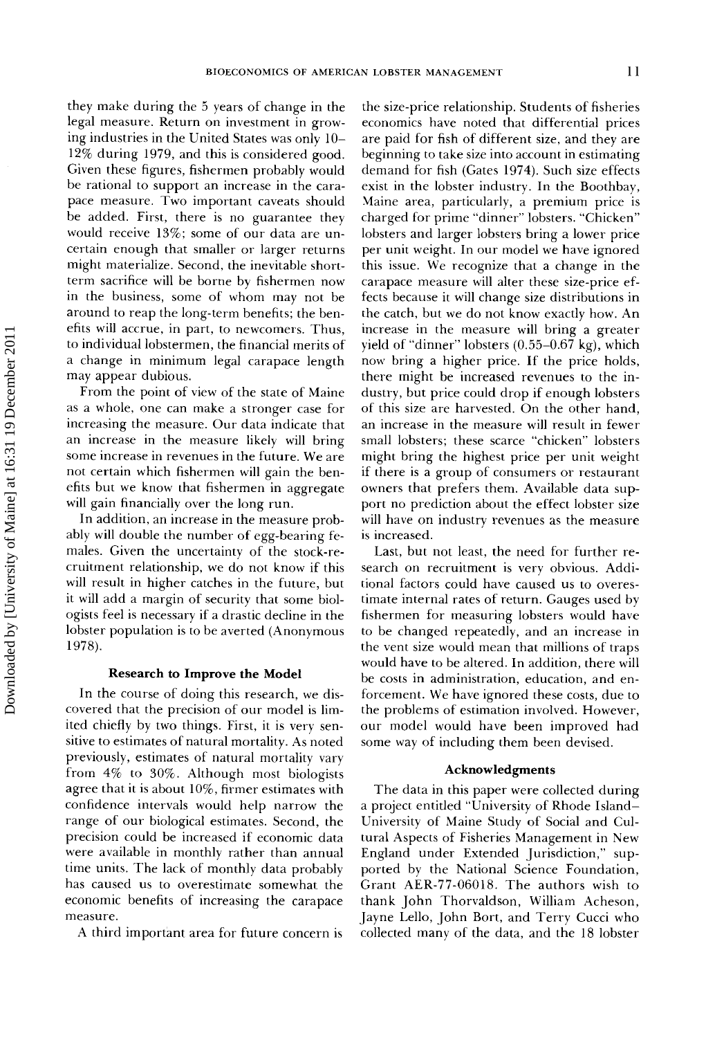they make during the 5 years of change in the legal measure. Return on investment in growing industries in the United States was only 10–12% during 1979, and this is considered good. Given these figures, fishermen probably would be rational to support an increase in the carapace measure. Two important caveats should be added. First, there is no guarantee they would receive 13%; some of our data are uncertain enough that smaller or larger returns might materialize. Second, the inevitable short-term sacrifice will be borne by fishermen now in the business, some of whom may not be around to reap the long-term benefits; the benefits will accrue, in part, to newcomers. Thus, to individual lobstermen, the financial merits of a change in minimum legal carapace length may appear dubious.

From the point of view of the state of Maine as a whole, one can make a stronger case for increasing the measure. Our data indicate that an increase in the measure likely will bring some increase in revenues in the future. We are not certain which fishermen will gain the benefits but we know that fishermen in aggregate will gain financially over the long run.

In addition, an increase in the measure probably will double the number of egg-bearing females. Given the uncertainty of the stock-recruitment relationship, we do not know if this will result in higher catches in the future, but it will add a margin of security that some biologists feel is necessary if a drastic decline in the lobster population is to be averted (Anonymous 1978).

### Research to Improve the Model

In the course of doing this research, we discovered that the precision of our model is limited chiefly by two things. First, it is very sensitive to estimates of natural mortality. As noted previously, estimates of natural mortality vary from 4% to 30%. Although most biologists agree that it is about 10%, firmer estimates with confidence intervals would help narrow the range of our biological estimates. Second, the precision could be increased if economic data were available in monthly rather than annual time units. The lack of monthly data probably has caused us to overestimate somewhat the economic benefits of increasing the carapace measure.

A third important area for future concern is the size-price relationship. Students of fisheries economics have noted that differential prices are paid for fish of different size, and they are beginning to take size into account in estimating demand for fish (Gates 1974). Such size effects exist in the lobster industry. In the Boothbay, Maine area, particularly, a premium price is charged for prime "dinner" lobsters. "Chicken" lobsters and larger lobsters bring a lower price per unit weight. In our model we have ignored this issue. We recognize that a change in the carapace measure will alter these size-price effects because it will change size distributions in the catch, but we do not know exactly how. An increase in the measure will bring a greater yield of "dinner" lobsters (0.55–0.67 kg), which now bring a higher price. If the price holds, there might be increased revenues to the industry, but price could drop if enough lobsters of this size are harvested. On the other hand, an increase in the measure will result in fewer small lobsters; these scarce "chicken" lobsters might bring the highest price per unit weight if there is a group of consumers or restaurant owners that prefers them. Available data support no prediction about the effect lobster size will have on industry revenues as the measure is increased.

Last, but not least, the need for further research on recruitment is very obvious. Additional factors could have caused us to overestimate internal rates of return. Gauges used by fishermen for measuring lobsters would have to be changed repeatedly, and an increase in the vent size would mean that millions of traps would have to be altered. In addition, there will be costs in administration, education, and enforcement. We have ignored these costs, due to the problems of estimation involved. However, our model would have been improved had some way of including them been devised.

### Acknowledgments

The data in this paper were collected during a project entitled "University of Rhode Island–University of Maine Study of Social and Cultural Aspects of Fisheries Management in New England under Extended Jurisdiction," supported by the National Science Foundation, Grant AER-77-06018. The authors wish to thank John Thorvaldson, William Acheson, Jayne Lello, John Bort, and Terry Cucci who collected many of the data, and the 18 lobster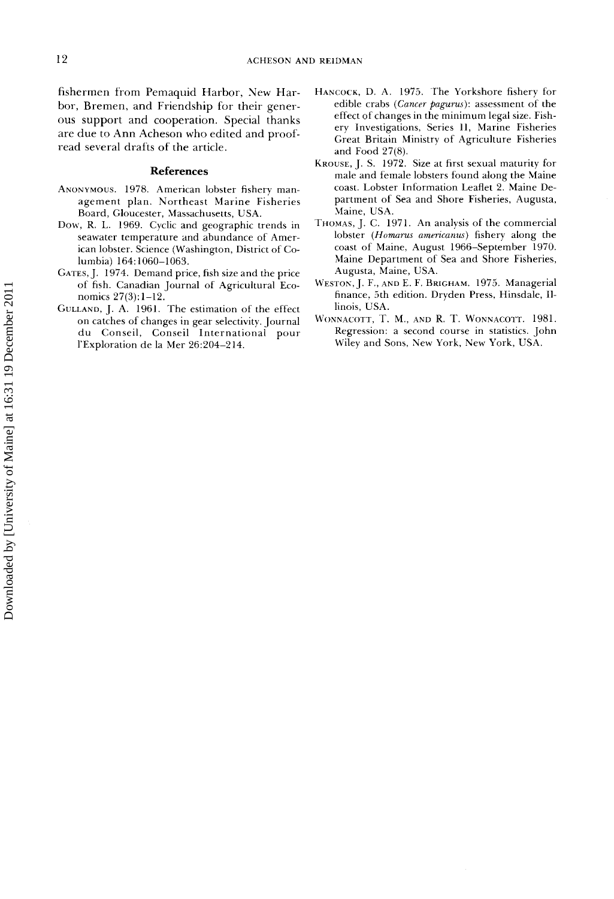fishermen from Pemaquid Harbor, New Harbor, Bremen, and Friendship for their generous support and cooperation. Special thanks are due to Ann Acheson who edited and proofread several drafts of the article.

## References

ANONYMOUS. 1978. American lobster fishery management plan. Northeast Marine Fisheries Board, Gloucester, Massachusetts, USA.

DOW, R. L. 1969. Cyclic and geographic trends in seawater temperature and abundance of American lobster. Science (Washington, District of Columbia) 164:1060–1063.

GATES, J. 1974. Demand price, fish size and the price of fish. Canadian Journal of Agricultural Economics 27(3):1–12.

GULLAND, J. A. 1961. The estimation of the effect on catches of changes in gear selectivity. Journal du Conseil, Conseil International pour l'Exploration de la Mer 26:204–214.

HANCOCK, D. A. 1975. The Yorkshore fishery for edible crabs (*Cancer pagurus*): assessment of the effect of changes in the minimum legal size. Fishery Investigations, Series II, Marine Fisheries Great Britain Ministry of Agriculture Fisheries and Food 27(8).

KROUSE, J. S. 1972. Size at first sexual maturity for male and female lobsters found along the Maine coast. Lobster Information Leaflet 2. Maine Department of Sea and Shore Fisheries, Augusta, Maine, USA.

THOMAS, J. C. 1971. An analysis of the commercial lobster (*Homarus americanus*) fishery along the coast of Maine, August 1966–September 1970. Maine Department of Sea and Shore Fisheries, Augusta, Maine, USA.

WESTON, J. F., AND E. F. BRIGHAM. 1975. Managerial finance, 5th edition. Dryden Press, Hinsdale, Illinois, USA.

WONNACOTT, T. M., AND R. T. WONNACOTT. 1981. Regression: a second course in statistics. John Wiley and Sons, New York, New York, USA.